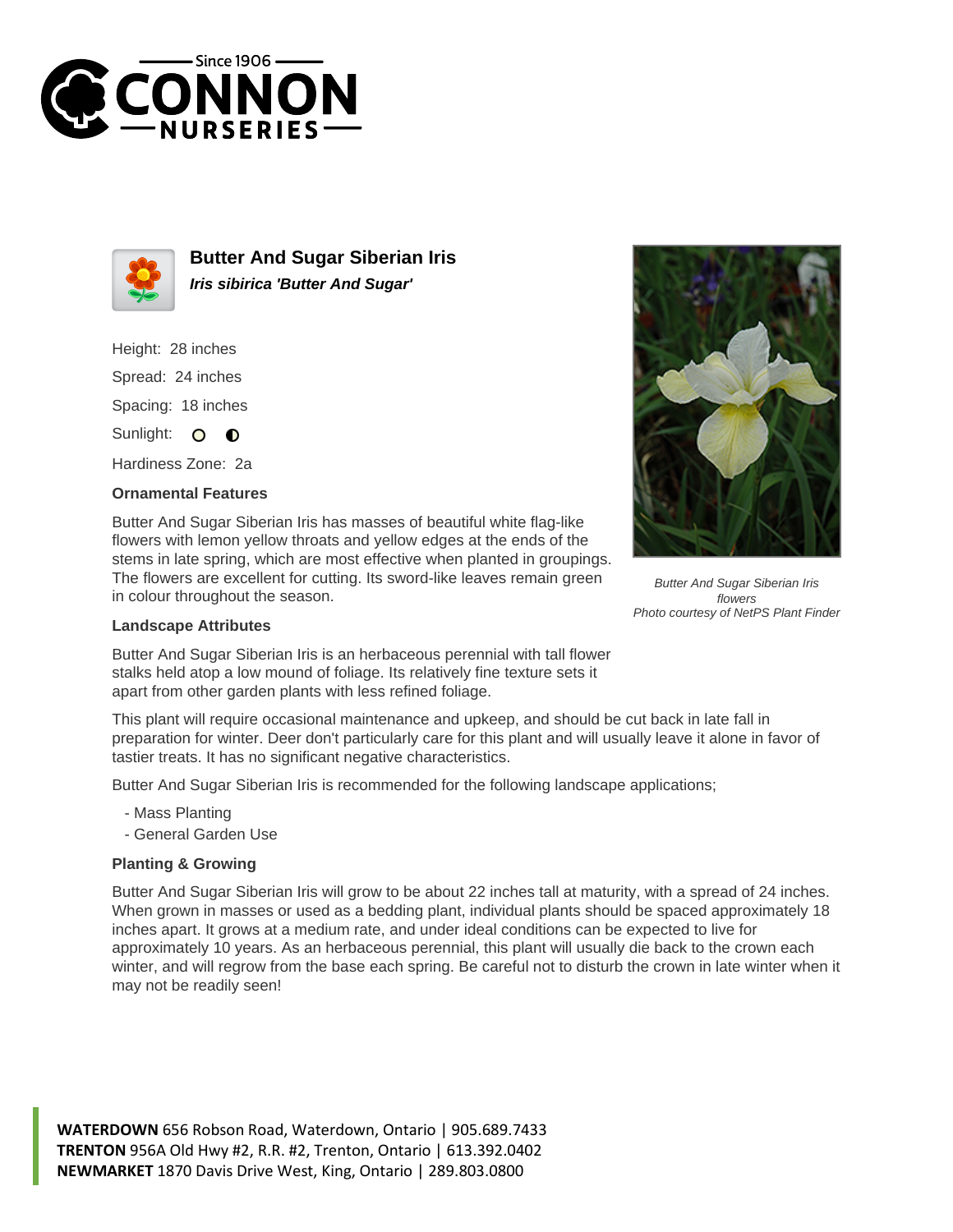# Butter And Sugar Siberian Iris

***Iris sibirica 'Butter And Sugar'***

Height: 28 inches

Spread: 24 inches

Spacing: 18 inches

Sunlight:

Hardiness Zone: 2a

### Ornamental Features

Butter And Sugar Siberian Iris has masses of beautiful white flag-like flowers with lemon yellow throats and yellow edges at the ends of the stems in late spring, which are most effective when planted in groupings. The flowers are excellent for cutting. Its sword-like leaves remain green in colour throughout the season.

*Butter And Sugar Siberian Iris flowers*
*Photo courtesy of NetPS Plant Finder*

### Landscape Attributes

Butter And Sugar Siberian Iris is an herbaceous perennial with tall flower stalks held atop a low mound of foliage. Its relatively fine texture sets it apart from other garden plants with less refined foliage.

This plant will require occasional maintenance and upkeep, and should be cut back in late fall in preparation for winter. Deer don't particularly care for this plant and will usually leave it alone in favor of tastier treats. It has no significant negative characteristics.

Butter And Sugar Siberian Iris is recommended for the following landscape applications;

- Mass Planting
- General Garden Use

### Planting & Growing

Butter And Sugar Siberian Iris will grow to be about 22 inches tall at maturity, with a spread of 24 inches. When grown in masses or used as a bedding plant, individual plants should be spaced approximately 18 inches apart. It grows at a medium rate, and under ideal conditions can be expected to live for approximately 10 years. As an herbaceous perennial, this plant will usually die back to the crown each winter, and will regrow from the base each spring. Be careful not to disturb the crown in late winter when it may not be readily seen!

**WATERDOWN** 656 Robson Road, Waterdown, Ontario | 905.689.7433
**TRENTON** 956A Old Hwy #2, R.R. #2, Trenton, Ontario | 613.392.0402
**NEWMARKET** 1870 Davis Drive West, King, Ontario | 289.803.0800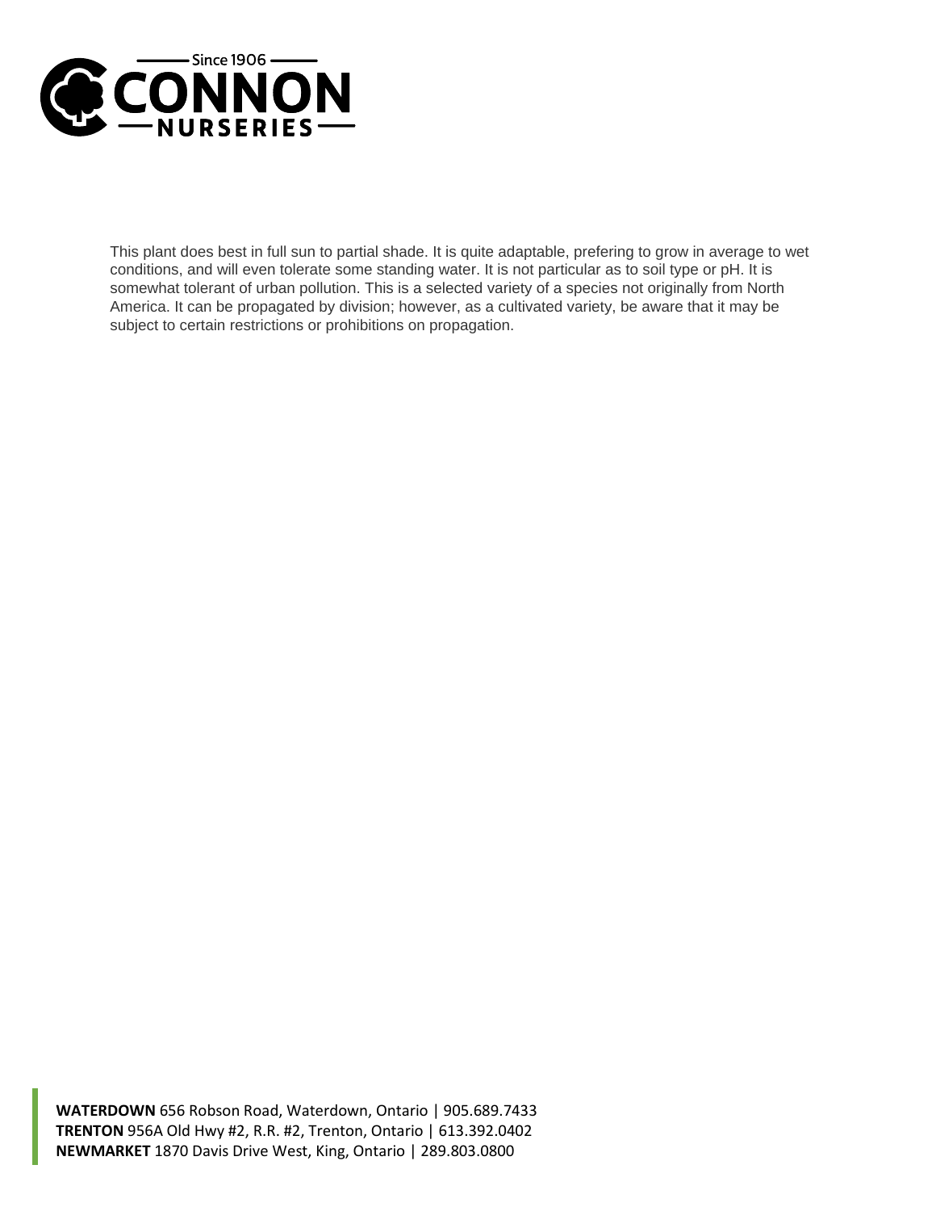This plant does best in full sun to partial shade. It is quite adaptable, prefering to grow in average to wet conditions, and will even tolerate some standing water. It is not particular as to soil type or pH. It is somewhat tolerant of urban pollution. This is a selected variety of a species not originally from North America. It can be propagated by division; however, as a cultivated variety, be aware that it may be subject to certain restrictions or prohibitions on propagation.